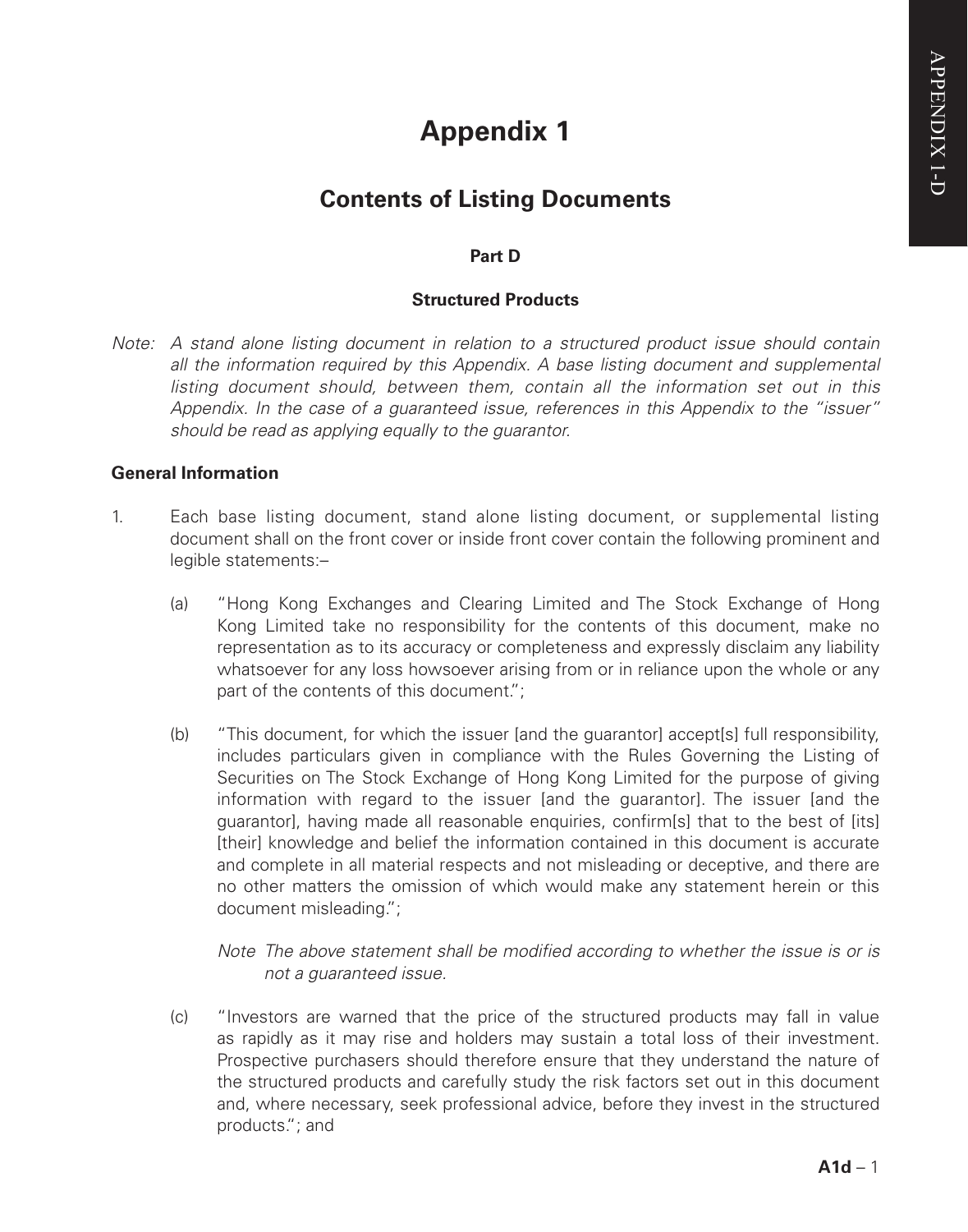# Appendix 1

## Contents of Listing Documents

### Part D

### Structured Products

*Note: A stand alone listing document in relation to a structured product issue should contain all the information required by this Appendix. A base listing document and supplemental listing document should, between them, contain all the information set out in this Appendix. In the case of a guaranteed issue, references in this Appendix to the "issuer" should be read as applying equally to the guarantor.*

**General Information**

1. Each base listing document, stand alone listing document, or supplemental listing document shall on the front cover or inside front cover contain the following prominent and legible statements:–

   (a) "Hong Kong Exchanges and Clearing Limited and The Stock Exchange of Hong Kong Limited take no responsibility for the contents of this document, make no representation as to its accuracy or completeness and expressly disclaim any liability whatsoever for any loss howsoever arising from or in reliance upon the whole or any part of the contents of this document.";

   (b) "This document, for which the issuer [and the guarantor] accept[s] full responsibility, includes particulars given in compliance with the Rules Governing the Listing of Securities on The Stock Exchange of Hong Kong Limited for the purpose of giving information with regard to the issuer [and the guarantor]. The issuer [and the guarantor], having made all reasonable enquiries, confirm[s] that to the best of [its] [their] knowledge and belief the information contained in this document is accurate and complete in all material respects and not misleading or deceptive, and there are no other matters the omission of which would make any statement herein or this document misleading.";

      *Note The above statement shall be modified according to whether the issue is or is not a guaranteed issue.*

   (c) "Investors are warned that the price of the structured products may fall in value as rapidly as it may rise and holders may sustain a total loss of their investment. Prospective purchasers should therefore ensure that they understand the nature of the structured products and carefully study the risk factors set out in this document and, where necessary, seek professional advice, before they invest in the structured products."; and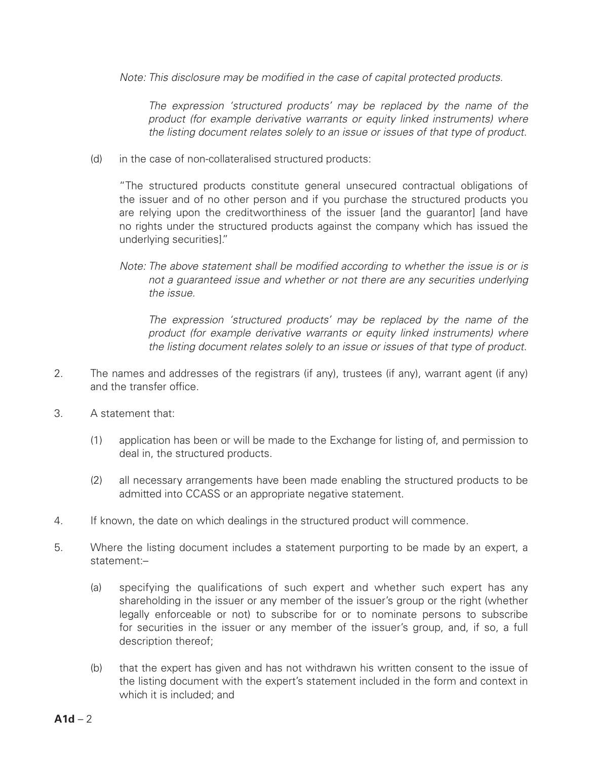*Note: This disclosure may be modified in the case of capital protected products.*

*The expression 'structured products' may be replaced by the name of the product (for example derivative warrants or equity linked instruments) where the listing document relates solely to an issue or issues of that type of product.*

(d) in the case of non-collateralised structured products:

"The structured products constitute general unsecured contractual obligations of the issuer and of no other person and if you purchase the structured products you are relying upon the creditworthiness of the issuer [and the guarantor] [and have no rights under the structured products against the company which has issued the underlying securities]."

*Note: The above statement shall be modified according to whether the issue is or is not a guaranteed issue and whether or not there are any securities underlying the issue.*

*The expression 'structured products' may be replaced by the name of the product (for example derivative warrants or equity linked instruments) where the listing document relates solely to an issue or issues of that type of product.*

2. The names and addresses of the registrars (if any), trustees (if any), warrant agent (if any) and the transfer office.

3. A statement that:

   (1) application has been or will be made to the Exchange for listing of, and permission to deal in, the structured products.

   (2) all necessary arrangements have been made enabling the structured products to be admitted into CCASS or an appropriate negative statement.

4. If known, the date on which dealings in the structured product will commence.

5. Where the listing document includes a statement purporting to be made by an expert, a statement:–

   (a) specifying the qualifications of such expert and whether such expert has any shareholding in the issuer or any member of the issuer's group or the right (whether legally enforceable or not) to subscribe for or to nominate persons to subscribe for securities in the issuer or any member of the issuer's group, and, if so, a full description thereof;

   (b) that the expert has given and has not withdrawn his written consent to the issue of the listing document with the expert's statement included in the form and context in which it is included; and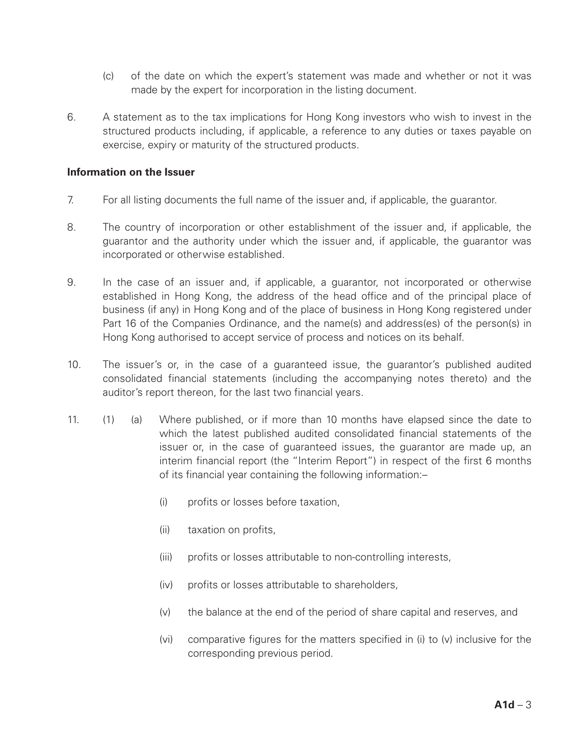(c) of the date on which the expert's statement was made and whether or not it was made by the expert for incorporation in the listing document.

6. A statement as to the tax implications for Hong Kong investors who wish to invest in the structured products including, if applicable, a reference to any duties or taxes payable on exercise, expiry or maturity of the structured products.

**Information on the Issuer**

7. For all listing documents the full name of the issuer and, if applicable, the guarantor.

8. The country of incorporation or other establishment of the issuer and, if applicable, the guarantor and the authority under which the issuer and, if applicable, the guarantor was incorporated or otherwise established.

9. In the case of an issuer and, if applicable, a guarantor, not incorporated or otherwise established in Hong Kong, the address of the head office and of the principal place of business (if any) in Hong Kong and of the place of business in Hong Kong registered under Part 16 of the Companies Ordinance, and the name(s) and address(es) of the person(s) in Hong Kong authorised to accept service of process and notices on its behalf.

10. The issuer's or, in the case of a guaranteed issue, the guarantor's published audited consolidated financial statements (including the accompanying notes thereto) and the auditor's report thereon, for the last two financial years.

11. (1) (a) Where published, or if more than 10 months have elapsed since the date to which the latest published audited consolidated financial statements of the issuer or, in the case of guaranteed issues, the guarantor are made up, an interim financial report (the "Interim Report") in respect of the first 6 months of its financial year containing the following information:–

   (i) profits or losses before taxation,

   (ii) taxation on profits,

   (iii) profits or losses attributable to non-controlling interests,

   (iv) profits or losses attributable to shareholders,

   (v) the balance at the end of the period of share capital and reserves, and

   (vi) comparative figures for the matters specified in (i) to (v) inclusive for the corresponding previous period.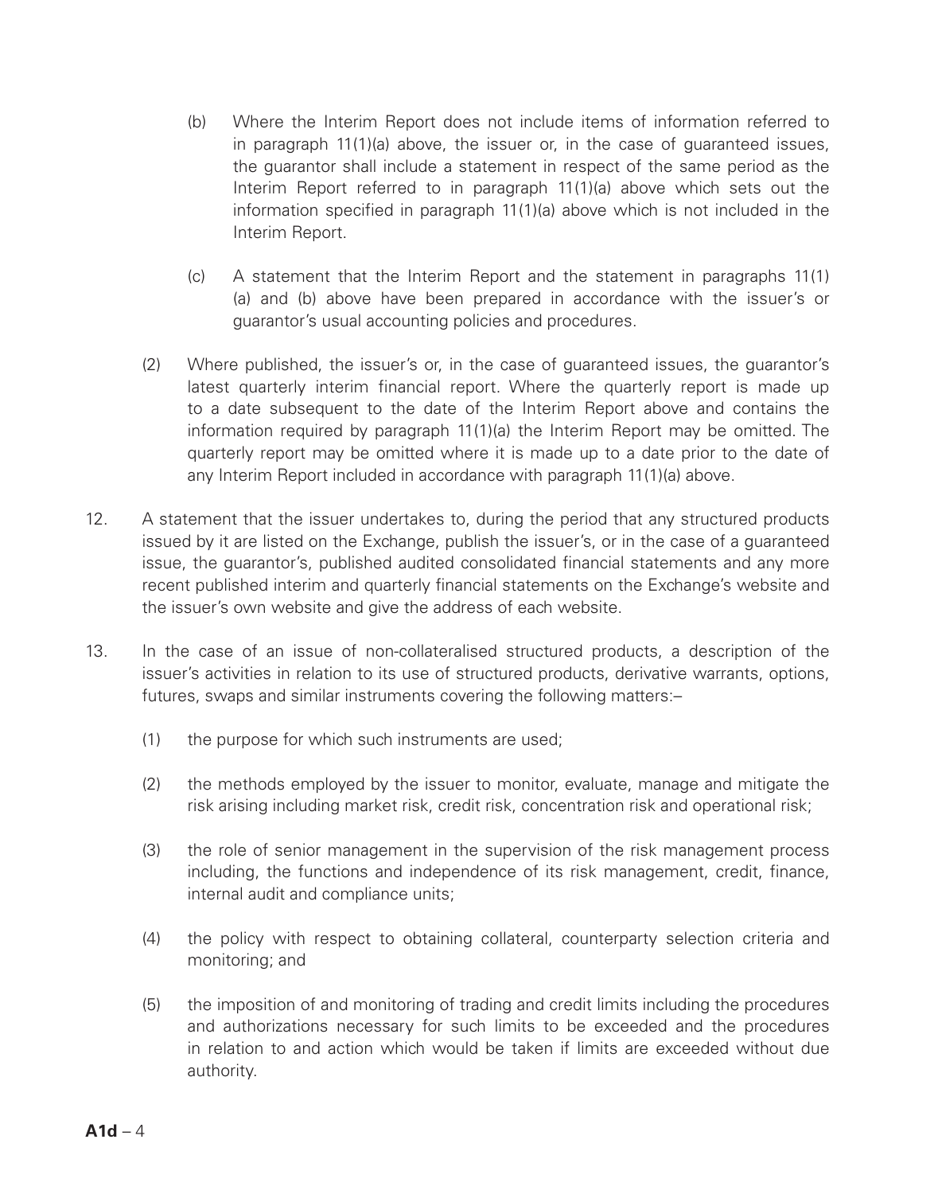(b) Where the Interim Report does not include items of information referred to in paragraph 11(1)(a) above, the issuer or, in the case of guaranteed issues, the guarantor shall include a statement in respect of the same period as the Interim Report referred to in paragraph 11(1)(a) above which sets out the information specified in paragraph 11(1)(a) above which is not included in the Interim Report.

(c) A statement that the Interim Report and the statement in paragraphs 11(1)(a) and (b) above have been prepared in accordance with the issuer's or guarantor's usual accounting policies and procedures.

(2) Where published, the issuer's or, in the case of guaranteed issues, the guarantor's latest quarterly interim financial report. Where the quarterly report is made up to a date subsequent to the date of the Interim Report above and contains the information required by paragraph 11(1)(a) the Interim Report may be omitted. The quarterly report may be omitted where it is made up to a date prior to the date of any Interim Report included in accordance with paragraph 11(1)(a) above.

12. A statement that the issuer undertakes to, during the period that any structured products issued by it are listed on the Exchange, publish the issuer's, or in the case of a guaranteed issue, the guarantor's, published audited consolidated financial statements and any more recent published interim and quarterly financial statements on the Exchange's website and the issuer's own website and give the address of each website.

13. In the case of an issue of non-collateralised structured products, a description of the issuer's activities in relation to its use of structured products, derivative warrants, options, futures, swaps and similar instruments covering the following matters:–

(1) the purpose for which such instruments are used;

(2) the methods employed by the issuer to monitor, evaluate, manage and mitigate the risk arising including market risk, credit risk, concentration risk and operational risk;

(3) the role of senior management in the supervision of the risk management process including, the functions and independence of its risk management, credit, finance, internal audit and compliance units;

(4) the policy with respect to obtaining collateral, counterparty selection criteria and monitoring; and

(5) the imposition of and monitoring of trading and credit limits including the procedures and authorizations necessary for such limits to be exceeded and the procedures in relation to and action which would be taken if limits are exceeded without due authority.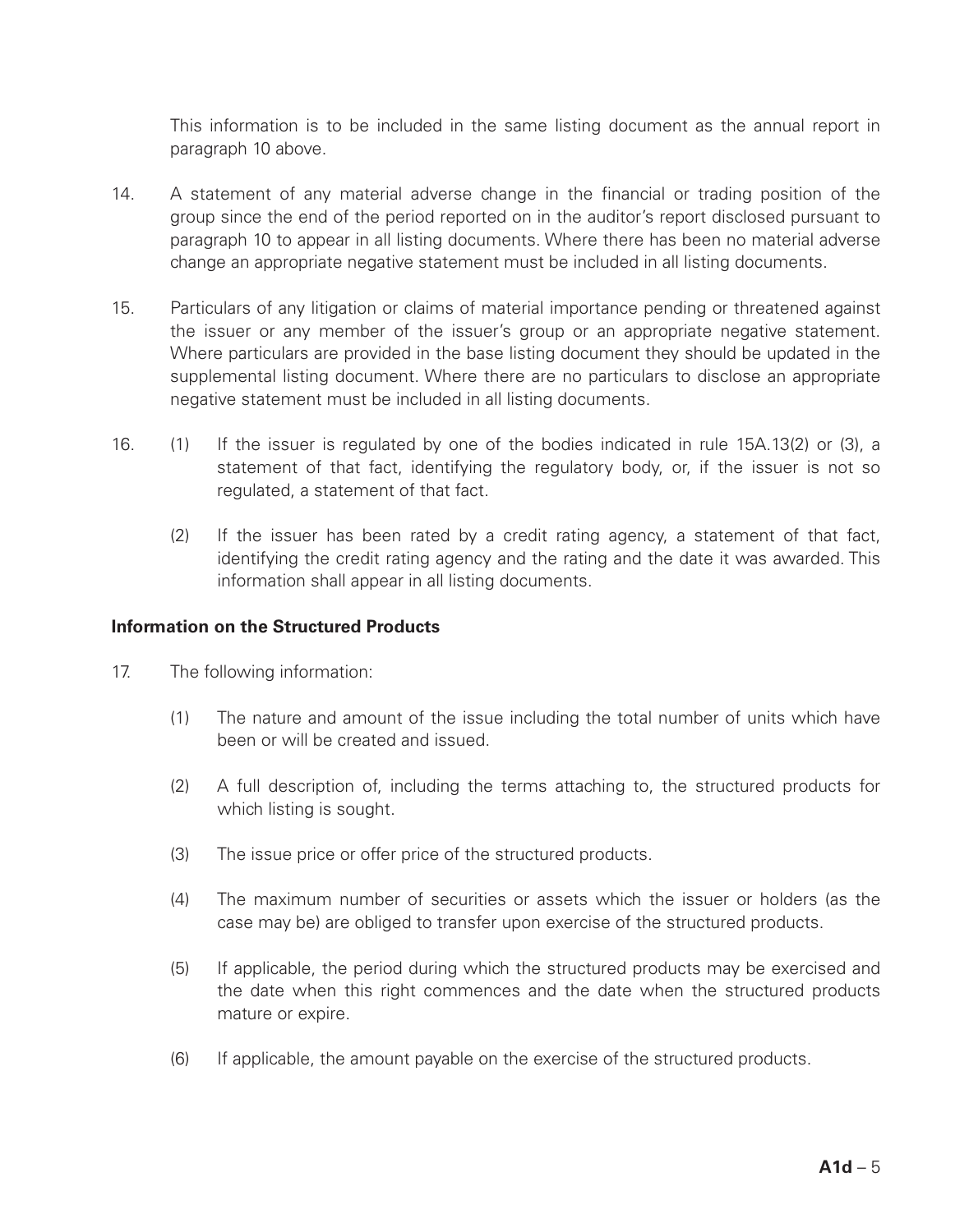This information is to be included in the same listing document as the annual report in paragraph 10 above.

14. A statement of any material adverse change in the financial or trading position of the group since the end of the period reported on in the auditor's report disclosed pursuant to paragraph 10 to appear in all listing documents. Where there has been no material adverse change an appropriate negative statement must be included in all listing documents.

15. Particulars of any litigation or claims of material importance pending or threatened against the issuer or any member of the issuer's group or an appropriate negative statement. Where particulars are provided in the base listing document they should be updated in the supplemental listing document. Where there are no particulars to disclose an appropriate negative statement must be included in all listing documents.

16. (1) If the issuer is regulated by one of the bodies indicated in rule 15A.13(2) or (3), a statement of that fact, identifying the regulatory body, or, if the issuer is not so regulated, a statement of that fact.

    (2) If the issuer has been rated by a credit rating agency, a statement of that fact, identifying the credit rating agency and the rating and the date it was awarded. This information shall appear in all listing documents.

**Information on the Structured Products**

17. The following information:

    (1) The nature and amount of the issue including the total number of units which have been or will be created and issued.

    (2) A full description of, including the terms attaching to, the structured products for which listing is sought.

    (3) The issue price or offer price of the structured products.

    (4) The maximum number of securities or assets which the issuer or holders (as the case may be) are obliged to transfer upon exercise of the structured products.

    (5) If applicable, the period during which the structured products may be exercised and the date when this right commences and the date when the structured products mature or expire.

    (6) If applicable, the amount payable on the exercise of the structured products.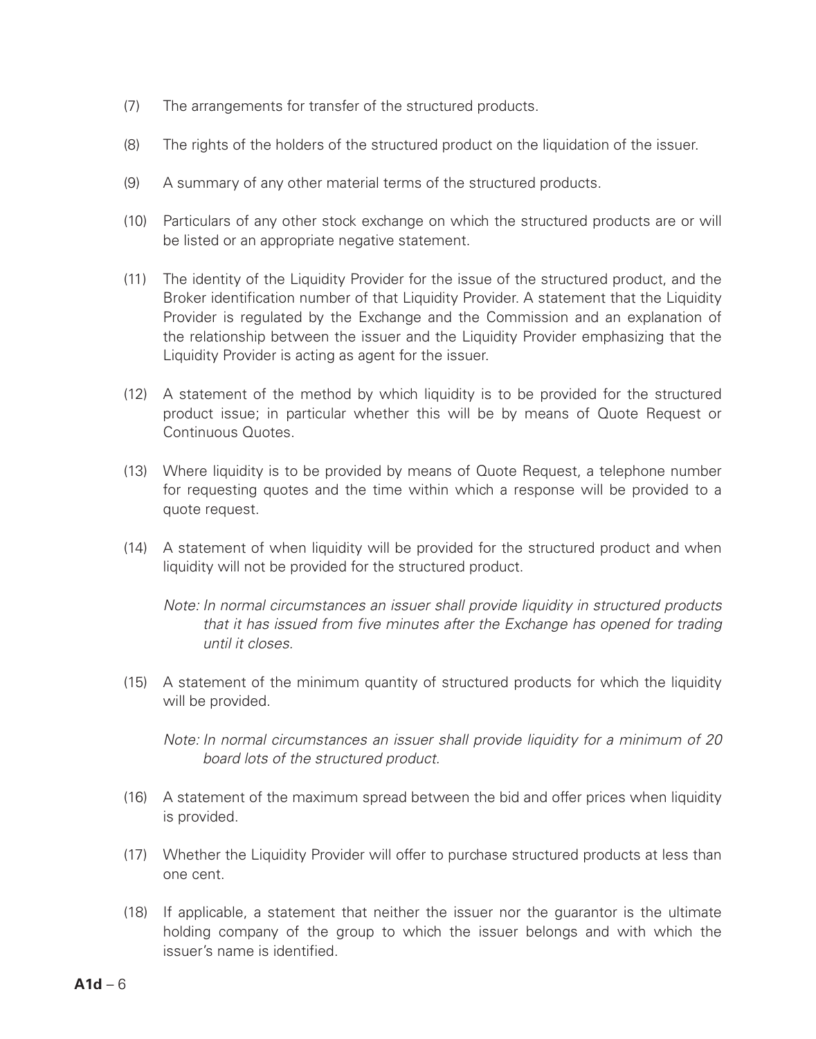(7) The arrangements for transfer of the structured products.

(8) The rights of the holders of the structured product on the liquidation of the issuer.

(9) A summary of any other material terms of the structured products.

(10) Particulars of any other stock exchange on which the structured products are or will be listed or an appropriate negative statement.

(11) The identity of the Liquidity Provider for the issue of the structured product, and the Broker identification number of that Liquidity Provider. A statement that the Liquidity Provider is regulated by the Exchange and the Commission and an explanation of the relationship between the issuer and the Liquidity Provider emphasizing that the Liquidity Provider is acting as agent for the issuer.

(12) A statement of the method by which liquidity is to be provided for the structured product issue; in particular whether this will be by means of Quote Request or Continuous Quotes.

(13) Where liquidity is to be provided by means of Quote Request, a telephone number for requesting quotes and the time within which a response will be provided to a quote request.

(14) A statement of when liquidity will be provided for the structured product and when liquidity will not be provided for the structured product.

*Note: In normal circumstances an issuer shall provide liquidity in structured products that it has issued from five minutes after the Exchange has opened for trading until it closes.*

(15) A statement of the minimum quantity of structured products for which the liquidity will be provided.

*Note: In normal circumstances an issuer shall provide liquidity for a minimum of 20 board lots of the structured product.*

(16) A statement of the maximum spread between the bid and offer prices when liquidity is provided.

(17) Whether the Liquidity Provider will offer to purchase structured products at less than one cent.

(18) If applicable, a statement that neither the issuer nor the guarantor is the ultimate holding company of the group to which the issuer belongs and with which the issuer's name is identified.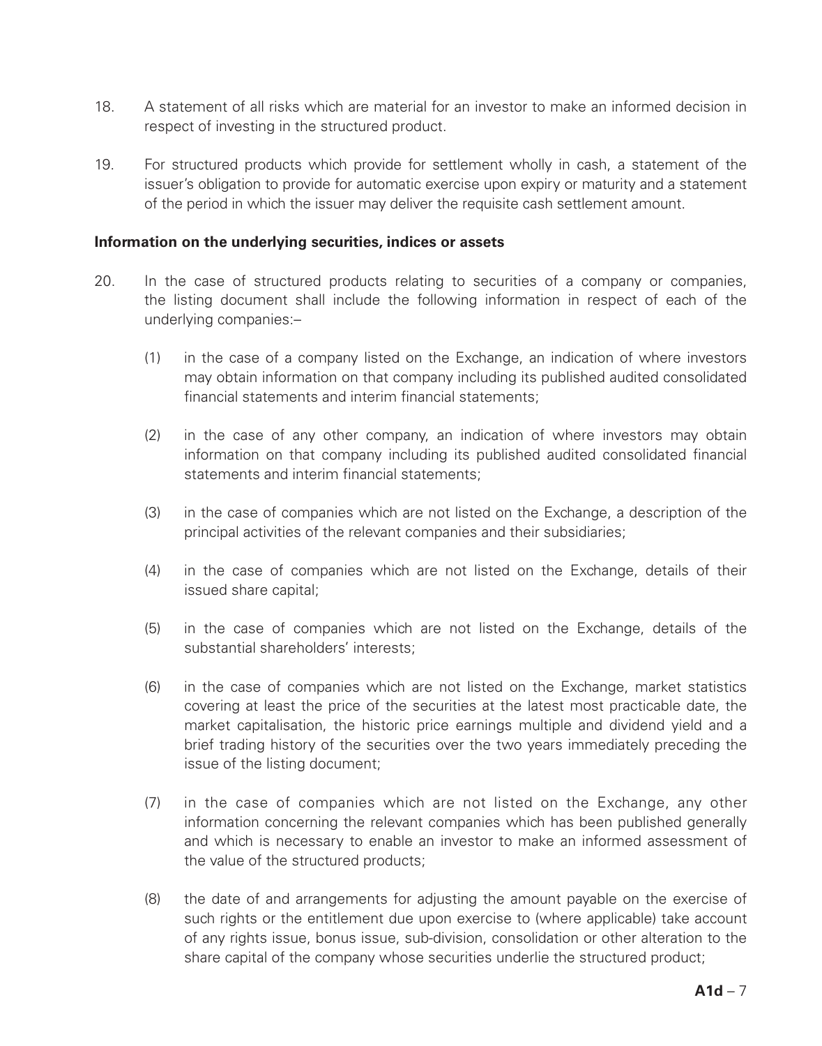18. A statement of all risks which are material for an investor to make an informed decision in respect of investing in the structured product.

19. For structured products which provide for settlement wholly in cash, a statement of the issuer's obligation to provide for automatic exercise upon expiry or maturity and a statement of the period in which the issuer may deliver the requisite cash settlement amount.

**Information on the underlying securities, indices or assets**

20. In the case of structured products relating to securities of a company or companies, the listing document shall include the following information in respect of each of the underlying companies:–

    (1) in the case of a company listed on the Exchange, an indication of where investors may obtain information on that company including its published audited consolidated financial statements and interim financial statements;

    (2) in the case of any other company, an indication of where investors may obtain information on that company including its published audited consolidated financial statements and interim financial statements;

    (3) in the case of companies which are not listed on the Exchange, a description of the principal activities of the relevant companies and their subsidiaries;

    (4) in the case of companies which are not listed on the Exchange, details of their issued share capital;

    (5) in the case of companies which are not listed on the Exchange, details of the substantial shareholders' interests;

    (6) in the case of companies which are not listed on the Exchange, market statistics covering at least the price of the securities at the latest most practicable date, the market capitalisation, the historic price earnings multiple and dividend yield and a brief trading history of the securities over the two years immediately preceding the issue of the listing document;

    (7) in the case of companies which are not listed on the Exchange, any other information concerning the relevant companies which has been published generally and which is necessary to enable an investor to make an informed assessment of the value of the structured products;

    (8) the date of and arrangements for adjusting the amount payable on the exercise of such rights or the entitlement due upon exercise to (where applicable) take account of any rights issue, bonus issue, sub-division, consolidation or other alteration to the share capital of the company whose securities underlie the structured product;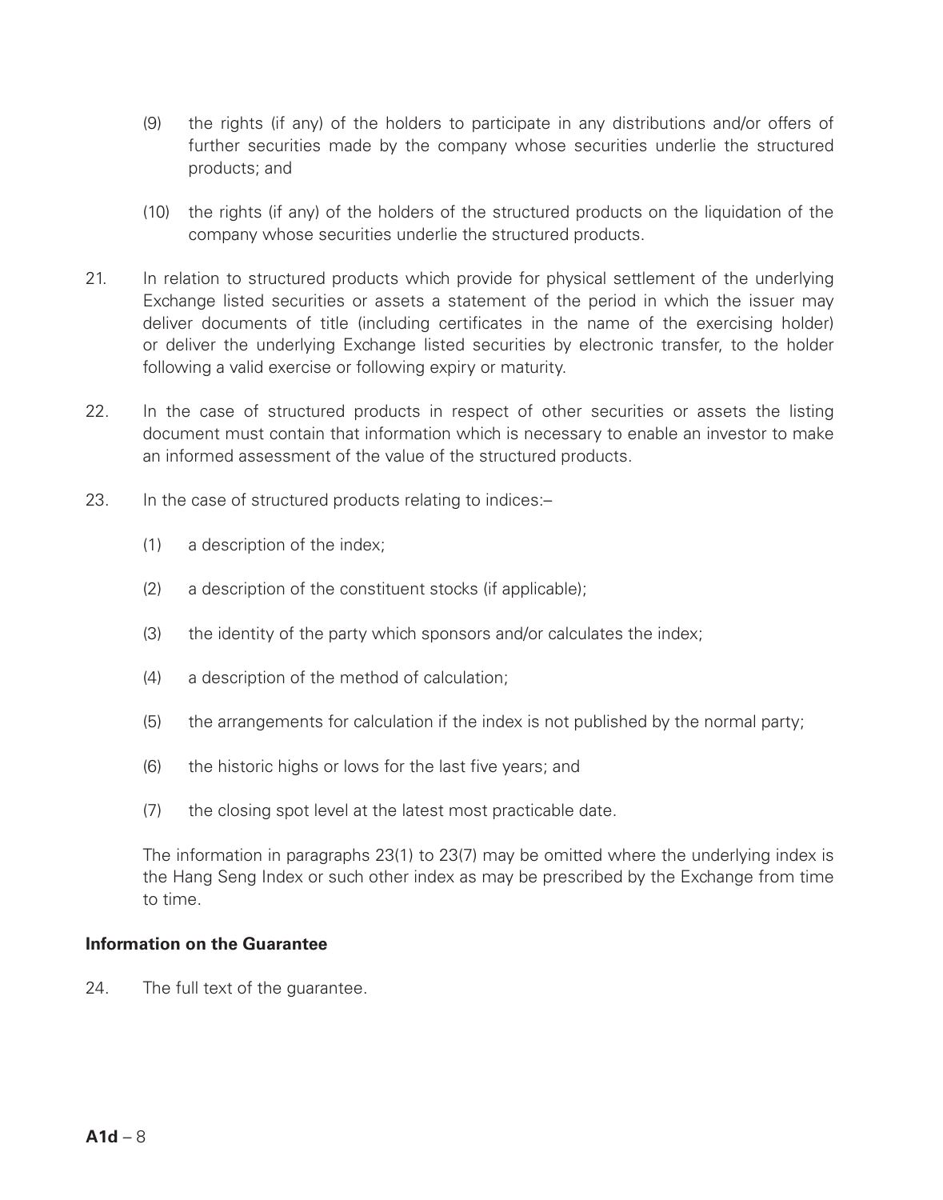(9) the rights (if any) of the holders to participate in any distributions and/or offers of further securities made by the company whose securities underlie the structured products; and

(10) the rights (if any) of the holders of the structured products on the liquidation of the company whose securities underlie the structured products.

21. In relation to structured products which provide for physical settlement of the underlying Exchange listed securities or assets a statement of the period in which the issuer may deliver documents of title (including certificates in the name of the exercising holder) or deliver the underlying Exchange listed securities by electronic transfer, to the holder following a valid exercise or following expiry or maturity.

22. In the case of structured products in respect of other securities or assets the listing document must contain that information which is necessary to enable an investor to make an informed assessment of the value of the structured products.

23. In the case of structured products relating to indices:–

(1) a description of the index;

(2) a description of the constituent stocks (if applicable);

(3) the identity of the party which sponsors and/or calculates the index;

(4) a description of the method of calculation;

(5) the arrangements for calculation if the index is not published by the normal party;

(6) the historic highs or lows for the last five years; and

(7) the closing spot level at the latest most practicable date.

The information in paragraphs 23(1) to 23(7) may be omitted where the underlying index is the Hang Seng Index or such other index as may be prescribed by the Exchange from time to time.

**Information on the Guarantee**

24. The full text of the guarantee.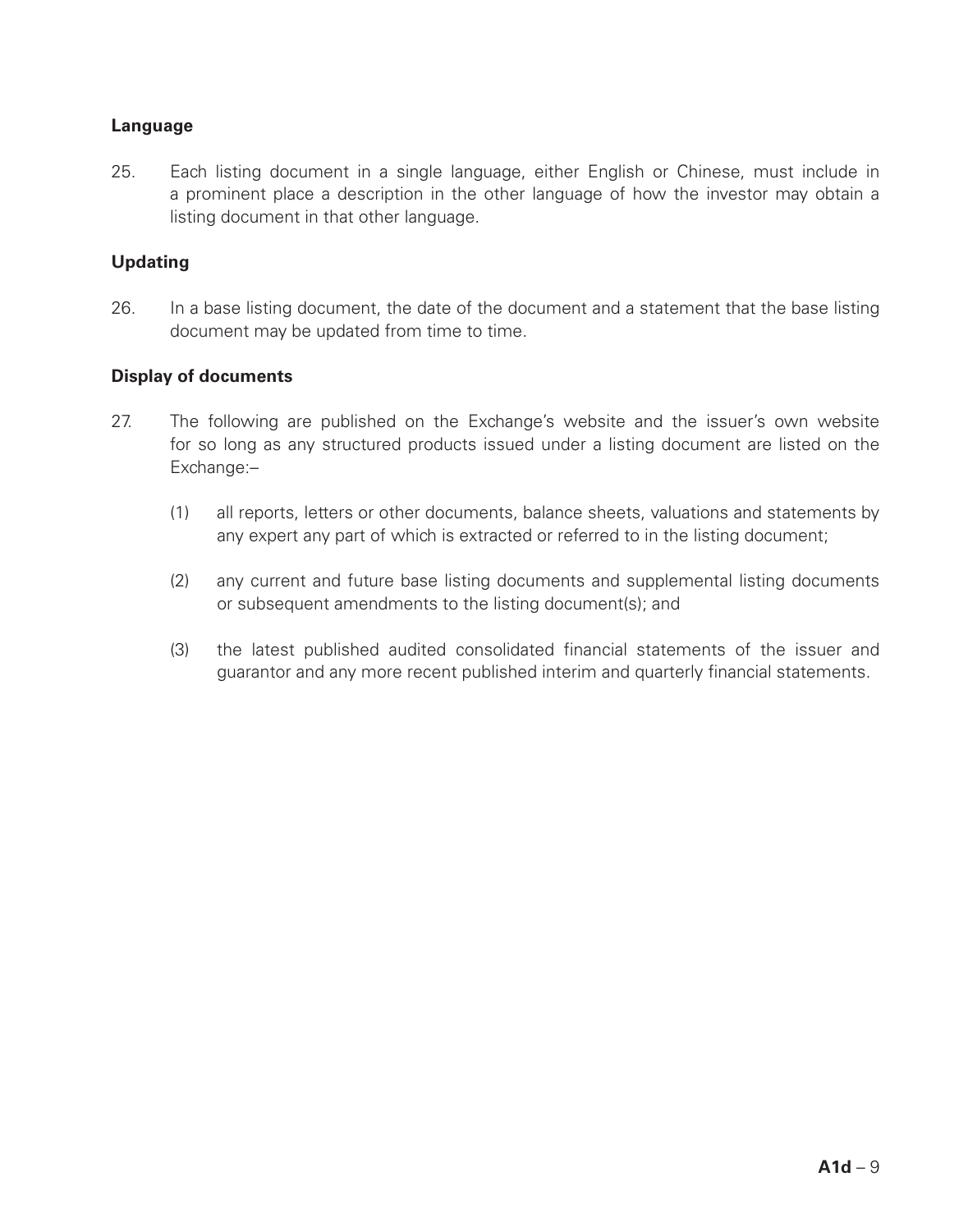**Language**

25. Each listing document in a single language, either English or Chinese, must include in a prominent place a description in the other language of how the investor may obtain a listing document in that other language.

**Updating**

26. In a base listing document, the date of the document and a statement that the base listing document may be updated from time to time.

**Display of documents**

27. The following are published on the Exchange's website and the issuer's own website for so long as any structured products issued under a listing document are listed on the Exchange:–

    (1) all reports, letters or other documents, balance sheets, valuations and statements by any expert any part of which is extracted or referred to in the listing document;

    (2) any current and future base listing documents and supplemental listing documents or subsequent amendments to the listing document(s); and

    (3) the latest published audited consolidated financial statements of the issuer and guarantor and any more recent published interim and quarterly financial statements.